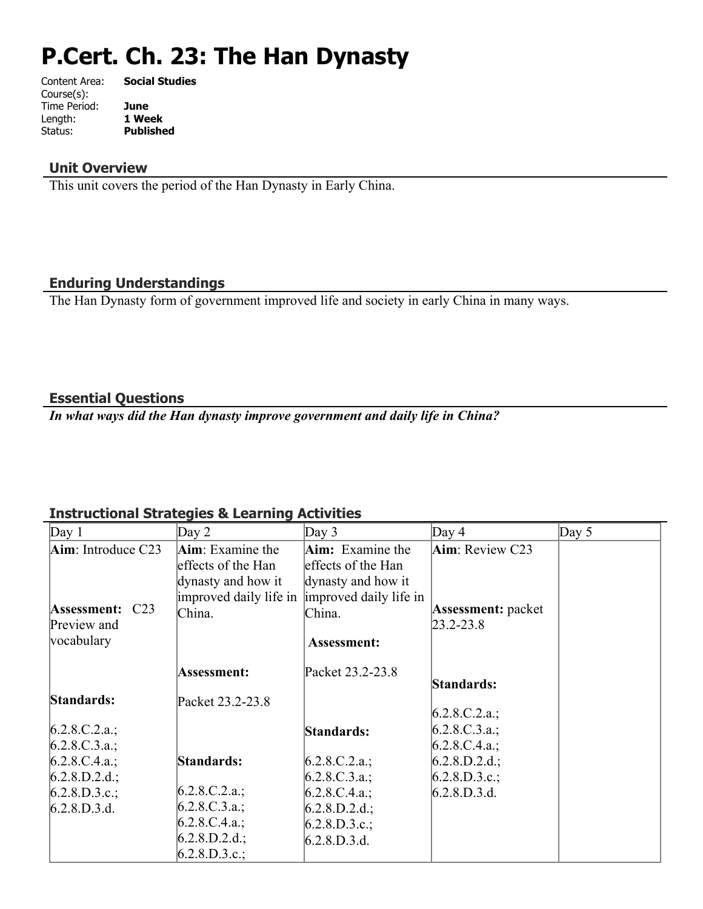# P.Cert. Ch. 23: The Han Dynasty

Content Area: **Social Studies**
Course(s):
Time Period: **June**
Length: **1 Week**
Status: **Published**

## Unit Overview

This unit covers the period of the Han Dynasty in Early China.

## Enduring Understandings

The Han Dynasty form of government improved life and society in early China in many ways.

## Essential Questions

***In what ways did the Han dynasty improve government and daily life in China?***

## Instructional Strategies & Learning Activities

| Day 1 | Day 2 | Day 3 | Day 4 | Day 5 |
|---|---|---|---|---|
| **Aim**: Introduce C23<br><br>**Assessment:** C23 Preview and vocabulary<br><br>**Standards:**<br><br>6.2.8.C.2.a.;<br>6.2.8.C.3.a.;<br>6.2.8.C.4.a.;<br>6.2.8.D.2.d.;<br>6.2.8.D.3.c.;<br>6.2.8.D.3.d. | **Aim**: Examine the effects of the Han dynasty and how it improved daily life in China.<br><br>**Assessment:**<br><br>Packet 23.2-23.8<br><br>**Standards:**<br><br>6.2.8.C.2.a.;<br>6.2.8.C.3.a.;<br>6.2.8.C.4.a.;<br>6.2.8.D.2.d.;<br>6.2.8.D.3.c.; | **Aim:** Examine the effects of the Han dynasty and how it improved daily life in China.<br><br>**Assessment:**<br><br>Packet 23.2-23.8<br><br>**Standards:**<br><br>6.2.8.C.2.a.;<br>6.2.8.C.3.a.;<br>6.2.8.C.4.a.;<br>6.2.8.D.2.d.;<br>6.2.8.D.3.c.;<br>6.2.8.D.3.d. | **Aim**: Review C23<br><br>**Assessment:** packet 23.2-23.8<br><br>**Standards:**<br><br>6.2.8.C.2.a.;<br>6.2.8.C.3.a.;<br>6.2.8.C.4.a.;<br>6.2.8.D.2.d.;<br>6.2.8.D.3.c.;<br>6.2.8.D.3.d. | |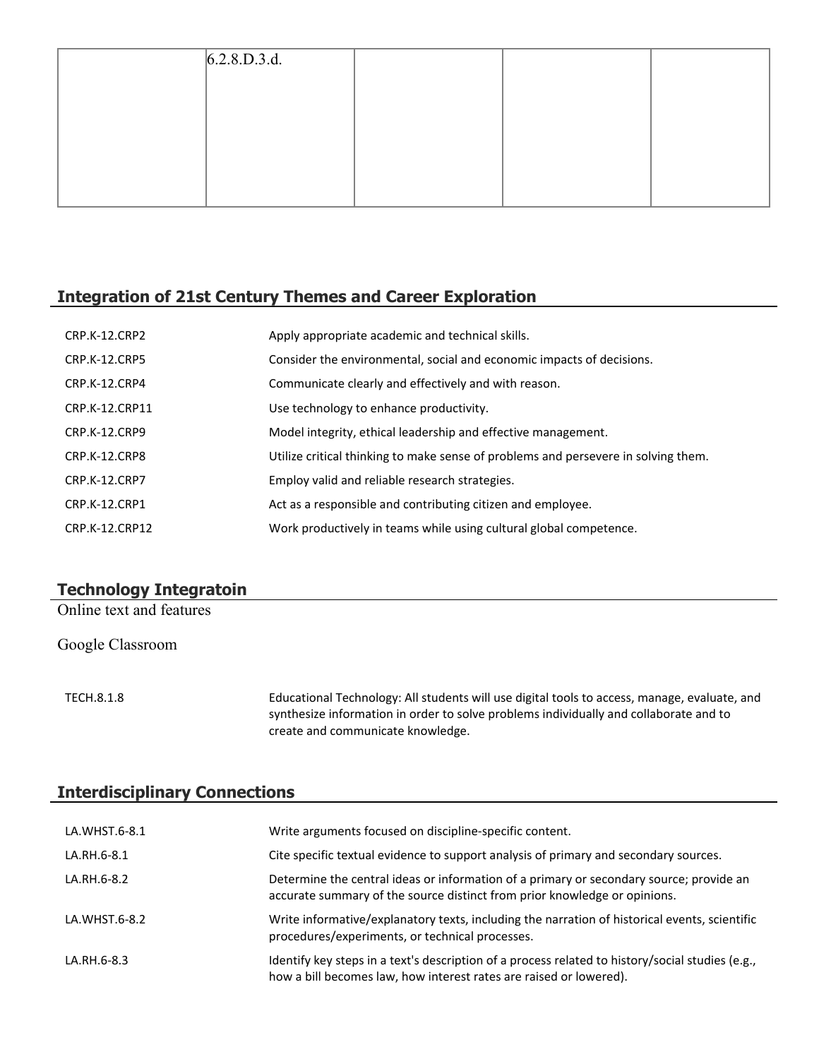| | 6.2.8.D.3.d. | | | |
|---|---|---|---|---|

## Integration of 21st Century Themes and Career Exploration

| | |
|---|---|
| CRP.K-12.CRP2 | Apply appropriate academic and technical skills. |
| CRP.K-12.CRP5 | Consider the environmental, social and economic impacts of decisions. |
| CRP.K-12.CRP4 | Communicate clearly and effectively and with reason. |
| CRP.K-12.CRP11 | Use technology to enhance productivity. |
| CRP.K-12.CRP9 | Model integrity, ethical leadership and effective management. |
| CRP.K-12.CRP8 | Utilize critical thinking to make sense of problems and persevere in solving them. |
| CRP.K-12.CRP7 | Employ valid and reliable research strategies. |
| CRP.K-12.CRP1 | Act as a responsible and contributing citizen and employee. |
| CRP.K-12.CRP12 | Work productively in teams while using cultural global competence. |

## Technology Integratoin

Online text and features

Google Classroom

| | |
|---|---|
| TECH.8.1.8 | Educational Technology: All students will use digital tools to access, manage, evaluate, and synthesize information in order to solve problems individually and collaborate and to create and communicate knowledge. |

## Interdisciplinary Connections

| | |
|---|---|
| LA.WHST.6-8.1 | Write arguments focused on discipline-specific content. |
| LA.RH.6-8.1 | Cite specific textual evidence to support analysis of primary and secondary sources. |
| LA.RH.6-8.2 | Determine the central ideas or information of a primary or secondary source; provide an accurate summary of the source distinct from prior knowledge or opinions. |
| LA.WHST.6-8.2 | Write informative/explanatory texts, including the narration of historical events, scientific procedures/experiments, or technical processes. |
| LA.RH.6-8.3 | Identify key steps in a text's description of a process related to history/social studies (e.g., how a bill becomes law, how interest rates are raised or lowered). |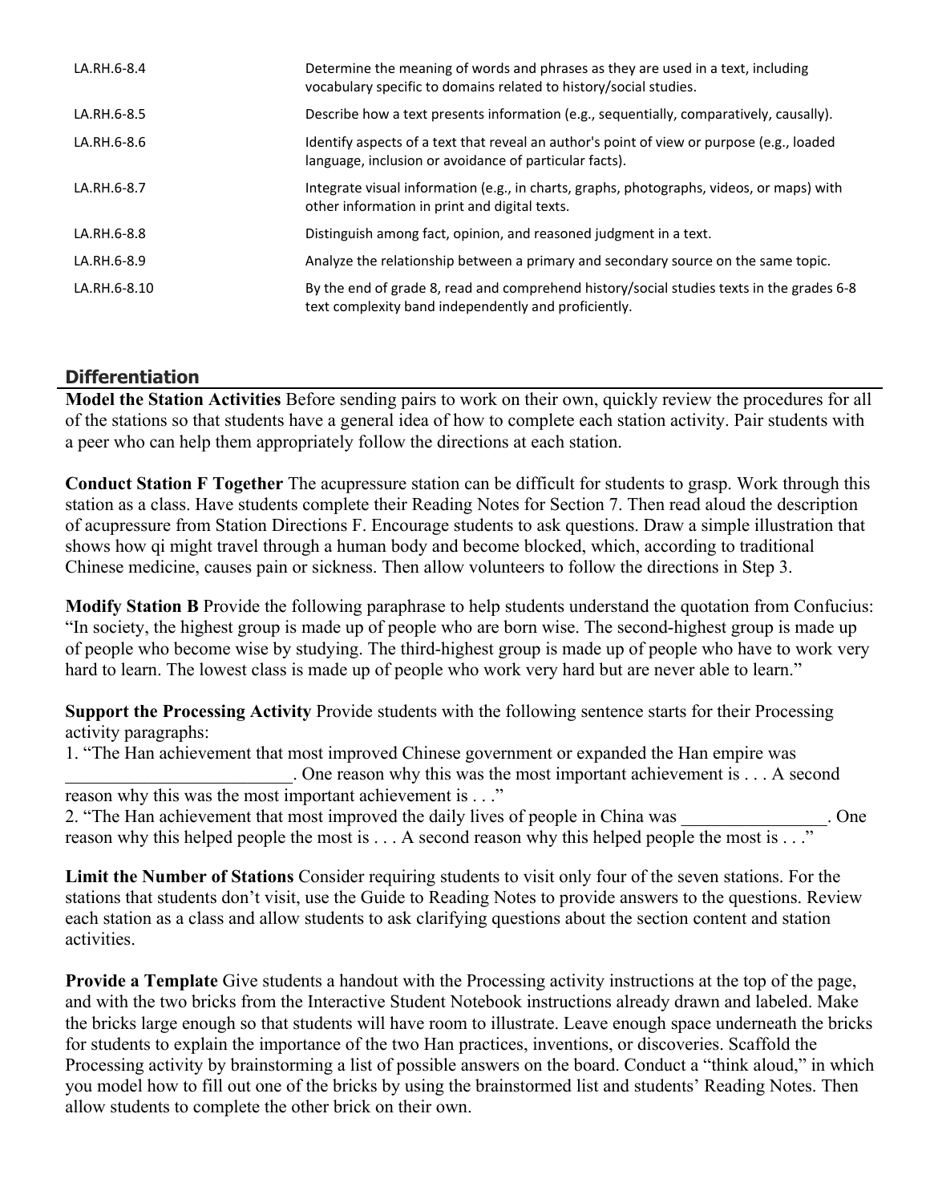| | |
|---|---|
| LA.RH.6-8.4 | Determine the meaning of words and phrases as they are used in a text, including vocabulary specific to domains related to history/social studies. |
| LA.RH.6-8.5 | Describe how a text presents information (e.g., sequentially, comparatively, causally). |
| LA.RH.6-8.6 | Identify aspects of a text that reveal an author's point of view or purpose (e.g., loaded language, inclusion or avoidance of particular facts). |
| LA.RH.6-8.7 | Integrate visual information (e.g., in charts, graphs, photographs, videos, or maps) with other information in print and digital texts. |
| LA.RH.6-8.8 | Distinguish among fact, opinion, and reasoned judgment in a text. |
| LA.RH.6-8.9 | Analyze the relationship between a primary and secondary source on the same topic. |
| LA.RH.6-8.10 | By the end of grade 8, read and comprehend history/social studies texts in the grades 6-8 text complexity band independently and proficiently. |

## Differentiation

**Model the Station Activities** Before sending pairs to work on their own, quickly review the procedures for all of the stations so that students have a general idea of how to complete each station activity. Pair students with a peer who can help them appropriately follow the directions at each station.

**Conduct Station F Together** The acupressure station can be difficult for students to grasp. Work through this station as a class. Have students complete their Reading Notes for Section 7. Then read aloud the description of acupressure from Station Directions F. Encourage students to ask questions. Draw a simple illustration that shows how qi might travel through a human body and become blocked, which, according to traditional Chinese medicine, causes pain or sickness. Then allow volunteers to follow the directions in Step 3.

**Modify Station B** Provide the following paraphrase to help students understand the quotation from Confucius: "In society, the highest group is made up of people who are born wise. The second-highest group is made up of people who become wise by studying. The third-highest group is made up of people who have to work very hard to learn. The lowest class is made up of people who work very hard but are never able to learn."

**Support the Processing Activity** Provide students with the following sentence starts for their Processing activity paragraphs:

1. "The Han achievement that most improved Chinese government or expanded the Han empire was ________________________. One reason why this was the most important achievement is . . . A second reason why this was the most important achievement is . . ."
2. "The Han achievement that most improved the daily lives of people in China was ________________. One reason why this helped people the most is . . . A second reason why this helped people the most is . . ."

**Limit the Number of Stations** Consider requiring students to visit only four of the seven stations. For the stations that students don't visit, use the Guide to Reading Notes to provide answers to the questions. Review each station as a class and allow students to ask clarifying questions about the section content and station activities.

**Provide a Template** Give students a handout with the Processing activity instructions at the top of the page, and with the two bricks from the Interactive Student Notebook instructions already drawn and labeled. Make the bricks large enough so that students will have room to illustrate. Leave enough space underneath the bricks for students to explain the importance of the two Han practices, inventions, or discoveries. Scaffold the Processing activity by brainstorming a list of possible answers on the board. Conduct a "think aloud," in which you model how to fill out one of the bricks by using the brainstormed list and students' Reading Notes. Then allow students to complete the other brick on their own.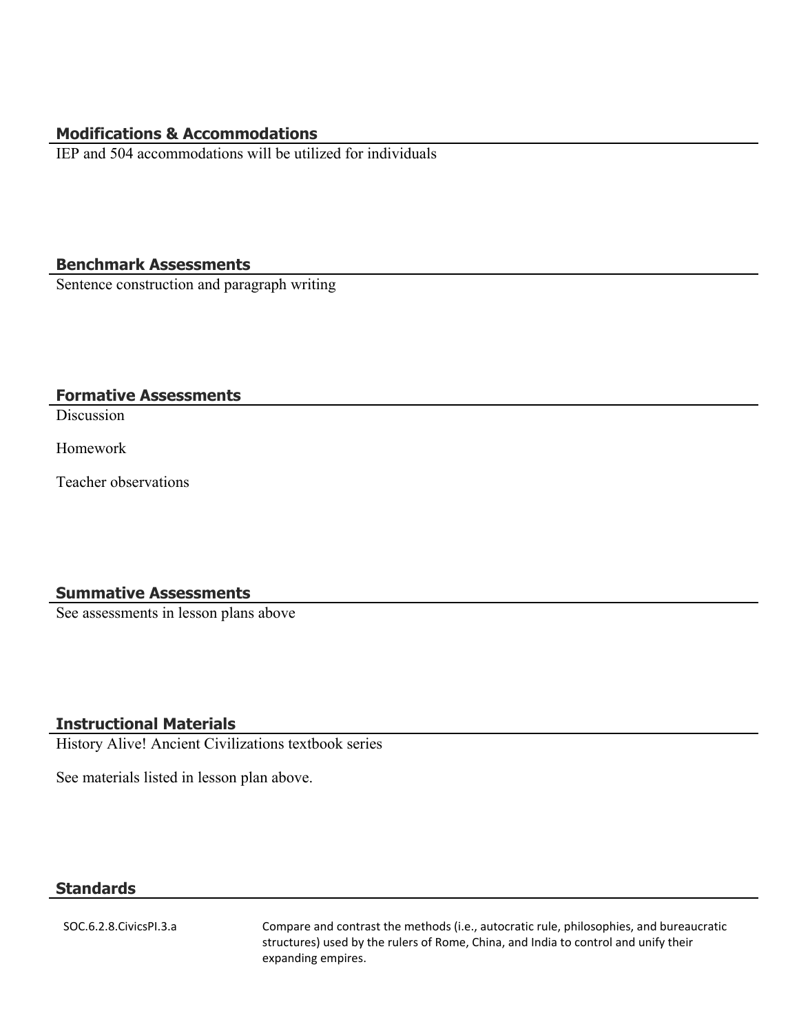## Modifications & Accommodations

IEP and 504 accommodations will be utilized for individuals

## Benchmark Assessments

Sentence construction and paragraph writing

## Formative Assessments

Discussion

Homework

Teacher observations

## Summative Assessments

See assessments in lesson plans above

## Instructional Materials

History Alive! Ancient Civilizations textbook series

See materials listed in lesson plan above.

## Standards

| | |
|---|---|
| SOC.6.2.8.CivicsPI.3.a | Compare and contrast the methods (i.e., autocratic rule, philosophies, and bureaucratic structures) used by the rulers of Rome, China, and India to control and unify their expanding empires. |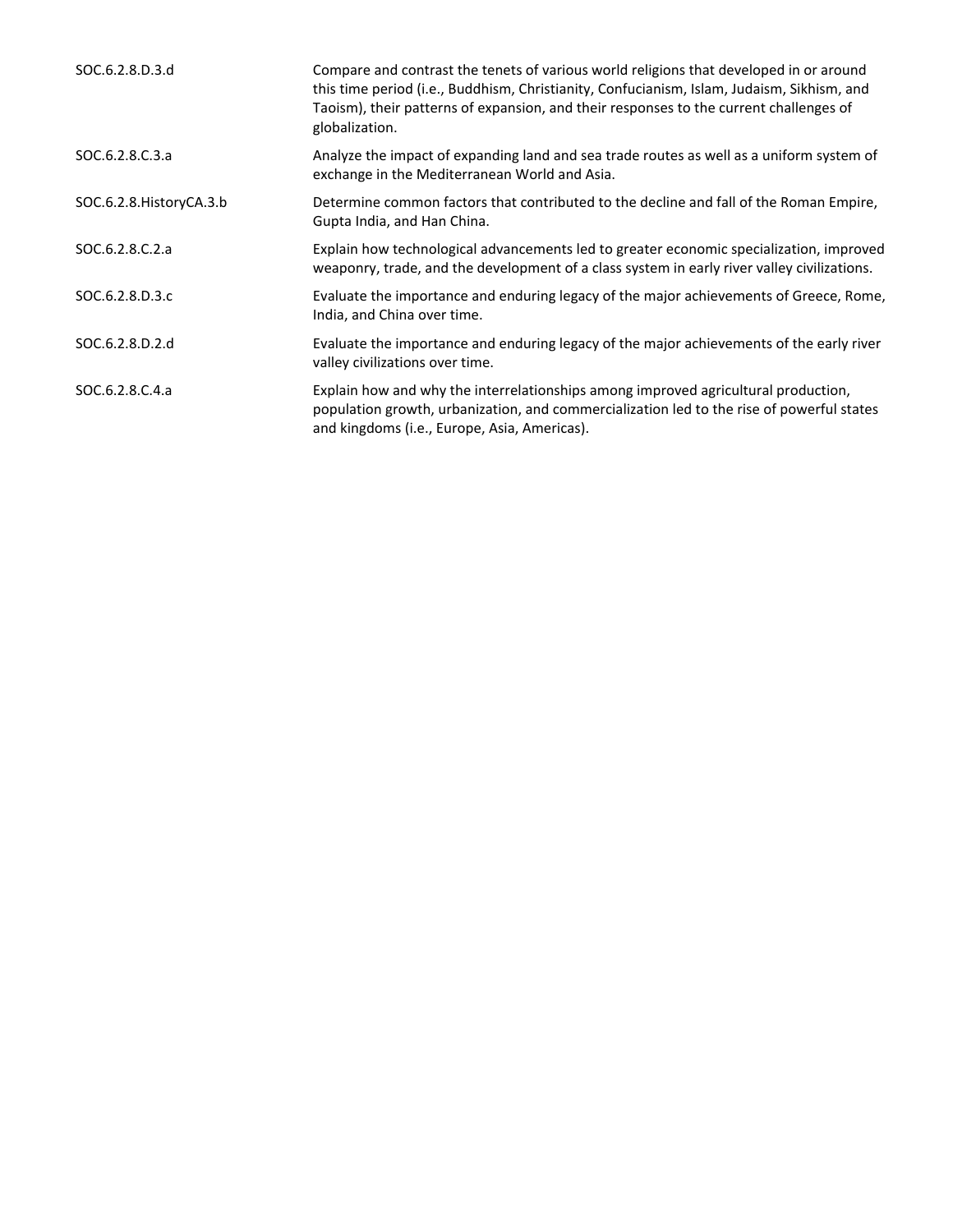| | |
|---|---|
| SOC.6.2.8.D.3.d | Compare and contrast the tenets of various world religions that developed in or around this time period (i.e., Buddhism, Christianity, Confucianism, Islam, Judaism, Sikhism, and Taoism), their patterns of expansion, and their responses to the current challenges of globalization. |
| SOC.6.2.8.C.3.a | Analyze the impact of expanding land and sea trade routes as well as a uniform system of exchange in the Mediterranean World and Asia. |
| SOC.6.2.8.HistoryCA.3.b | Determine common factors that contributed to the decline and fall of the Roman Empire, Gupta India, and Han China. |
| SOC.6.2.8.C.2.a | Explain how technological advancements led to greater economic specialization, improved weaponry, trade, and the development of a class system in early river valley civilizations. |
| SOC.6.2.8.D.3.c | Evaluate the importance and enduring legacy of the major achievements of Greece, Rome, India, and China over time. |
| SOC.6.2.8.D.2.d | Evaluate the importance and enduring legacy of the major achievements of the early river valley civilizations over time. |
| SOC.6.2.8.C.4.a | Explain how and why the interrelationships among improved agricultural production, population growth, urbanization, and commercialization led to the rise of powerful states and kingdoms (i.e., Europe, Asia, Americas). |